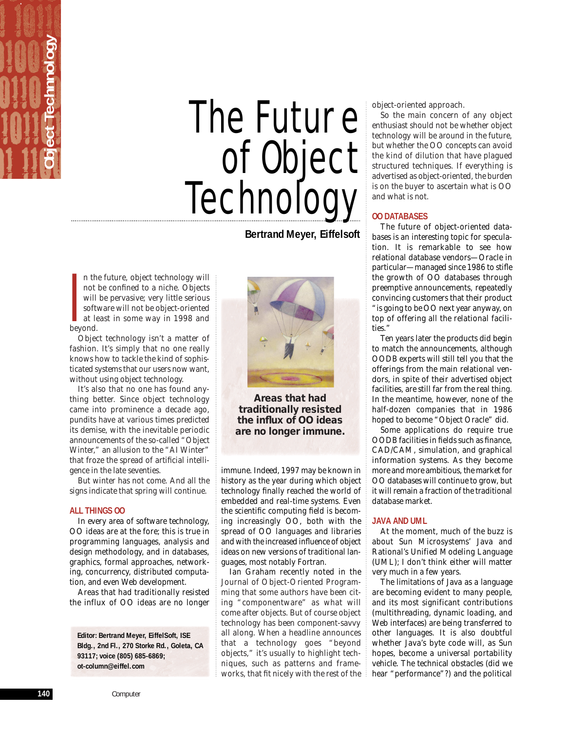# The Future of Object Technology

**Bertrand Meyer, Eiffelsoft**

In the future, object technology will not be confined to a niche. Objects will be pervasive; very little serious software will not be object-oriented at least in some way in 1998 and beyond.

Object technology isn't a matter of fashion. It's simply that no one really knows how to tackle the kind of sophisticated systems that our users now want, without using object technology.

It's also that no one has found anything better. Since object technology came into prominence a decade ago, pundits have at various times predicted its demise, with the inevitable periodic announcements of the so-called "Object Winter," an allusion to the "AI Winter" that froze the spread of artificial intelligence in the late seventies.

But winter has not come. And all the signs indicate that spring will continue.

## ALL THINGS OO

In every area of software technology, OO ideas are at the fore; this is true in programming languages, analysis and design methodology, and in databases, graphics, formal approaches, networking, concurrency, distributed computation, and even Web development.

Areas that had traditionally resisted the influx of OO ideas are no longer immune. Indeed, 1997 may be known in history as the year during which object technology finally reached the world of embedded and real-time systems. Even the scientific computing field is becoming increasingly OO, both with the spread of OO languages and libraries and with the increased influence of object ideas on new versions of traditional languages, most notably Fortran.

**Areas that had traditionally resisted the influx of OO ideas are no longer immune.**

Ian Graham recently noted in the Journal of Object-Oriented Programming that some authors have been citing "componentware" as what will come after objects. But of course object technology has been component-savvy all along. When a headline announces that a technology goes "beyond objects," it's usually to highlight techniques, such as patterns and frameworks, that fit nicely with the rest of the object-oriented approach.

So the main concern of any object enthusiast should not be whether object technology will be around in the future, but whether the OO concepts can avoid the kind of dilution that have plagued structured techniques. If everything is advertised as object-oriented, the burden is on the buyer to ascertain what is OO and what is not.

## OO DATABASES

The future of object-oriented databases is an interesting topic for speculation. It is remarkable to see how relational database vendors—Oracle in particular—managed since 1986 to stifle the growth of OO databases through preemptive announcements, repeatedly convincing customers that their product "is going to be OO next year anyway, on top of offering all the relational facilities."

Ten years later the products did begin to match the announcements, although OODB experts will still tell you that the offerings from the main relational vendors, in spite of their advertised object facilities, are still far from the real thing. In the meantime, however, none of the half-dozen companies that in 1986 hoped to become "Object Oracle" did.

Some applications do require true OODB facilities in fields such as finance, CAD/CAM, simulation, and graphical information systems. As they become more and more ambitious, the market for OO databases will continue to grow, but it will remain a fraction of the traditional database market.

## JAVA AND UML

At the moment, much of the buzz is about Sun Microsystems' Java and Rational's Unified Modeling Language (UML); I don't think either will matter very much in a few years.

The limitations of Java as a language are becoming evident to many people, and its most significant contributions (multithreading, dynamic loading, and Web interfaces) are being transferred to other languages. It is also doubtful whether Java's byte code will, as Sun hopes, become a universal portability vehicle. The technical obstacles (did we hear "performance"?) and the political

**Editor: Bertrand Meyer, EiffelSoft, ISE Bldg., 2nd Fl., 270 Storke Rd., Goleta, CA 93117; voice (805) 685-6869; ot-column@eiffel.com**